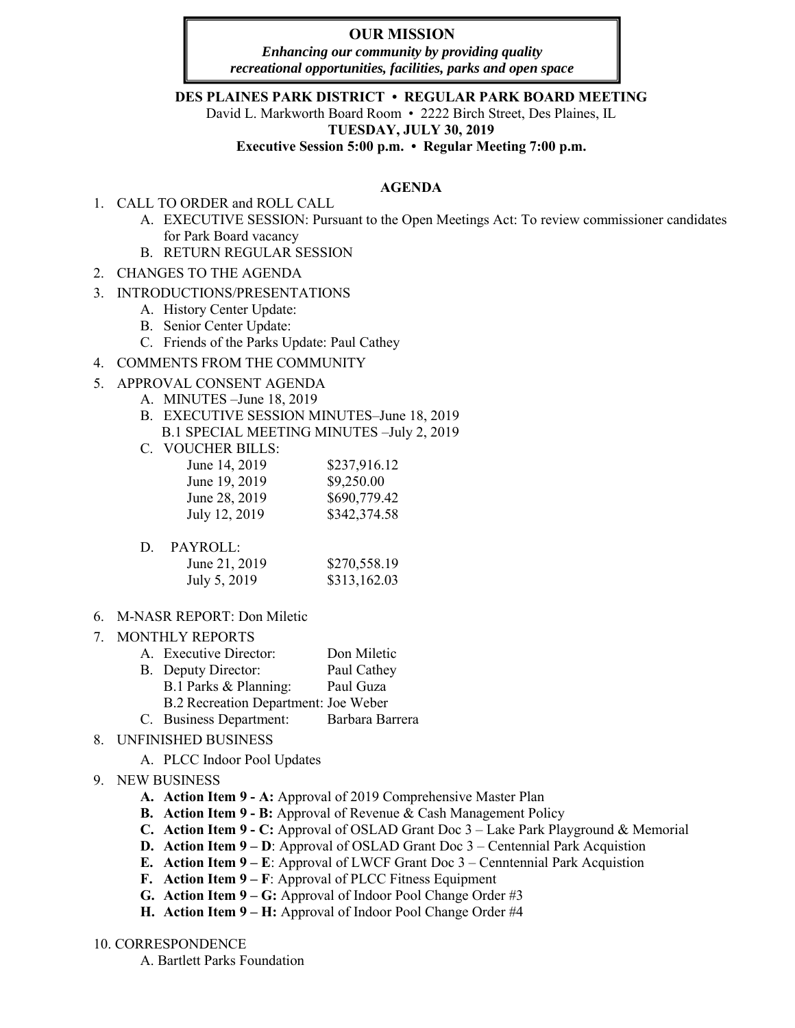**OUR MISSION**

***Enhancing our community by providing quality recreational opportunities, facilities, parks and open space***

**DES PLAINES PARK DISTRICT • REGULAR PARK BOARD MEETING**

David L. Markworth Board Room • 2222 Birch Street, Des Plaines, IL

**TUESDAY, JULY 30, 2019**

**Executive Session 5:00 p.m. • Regular Meeting 7:00 p.m.**

## AGENDA

1. CALL TO ORDER and ROLL CALL
   - A. EXECUTIVE SESSION: Pursuant to the Open Meetings Act: To review commissioner candidates for Park Board vacancy
   - B. RETURN REGULAR SESSION
2. CHANGES TO THE AGENDA
3. INTRODUCTIONS/PRESENTATIONS
   - A. History Center Update:
   - B. Senior Center Update:
   - C. Friends of the Parks Update: Paul Cathey
4. COMMENTS FROM THE COMMUNITY
5. APPROVAL CONSENT AGENDA
   - A. MINUTES –June 18, 2019
   - B. EXECUTIVE SESSION MINUTES–June 18, 2019
     - B.1 SPECIAL MEETING MINUTES –July 2, 2019
   - C. VOUCHER BILLS:

     | | |
     |---|---|
     | June 14, 2019 | $237,916.12 |
     | June 19, 2019 | $9,250.00 |
     | June 28, 2019 | $690,779.42 |
     | July 12, 2019 | $342,374.58 |

   - D. PAYROLL:

     | | |
     |---|---|
     | June 21, 2019 | $270,558.19 |
     | July 5, 2019 | $313,162.03 |

6. M-NASR REPORT: Don Miletic
7. MONTHLY REPORTS
   - A. Executive Director: Don Miletic
   - B. Deputy Director: Paul Cathey
     - B.1 Parks & Planning: Paul Guza
     - B.2 Recreation Department: Joe Weber
   - C. Business Department: Barbara Barrera
8. UNFINISHED BUSINESS
   - A. PLCC Indoor Pool Updates
9. NEW BUSINESS
   - **A. Action Item 9 - A:** Approval of 2019 Comprehensive Master Plan
   - **B. Action Item 9 - B:** Approval of Revenue & Cash Management Policy
   - **C. Action Item 9 - C:** Approval of OSLAD Grant Doc 3 – Lake Park Playground & Memorial
   - **D. Action Item 9 – D**: Approval of OSLAD Grant Doc 3 – Centennial Park Acquistion
   - **E. Action Item 9 – E**: Approval of LWCF Grant Doc 3 – Cenntennial Park Acquistion
   - **F. Action Item 9 – F**: Approval of PLCC Fitness Equipment
   - **G. Action Item 9 – G:** Approval of Indoor Pool Change Order #3
   - **H. Action Item 9 – H:** Approval of Indoor Pool Change Order #4
10. CORRESPONDENCE
    - A. Bartlett Parks Foundation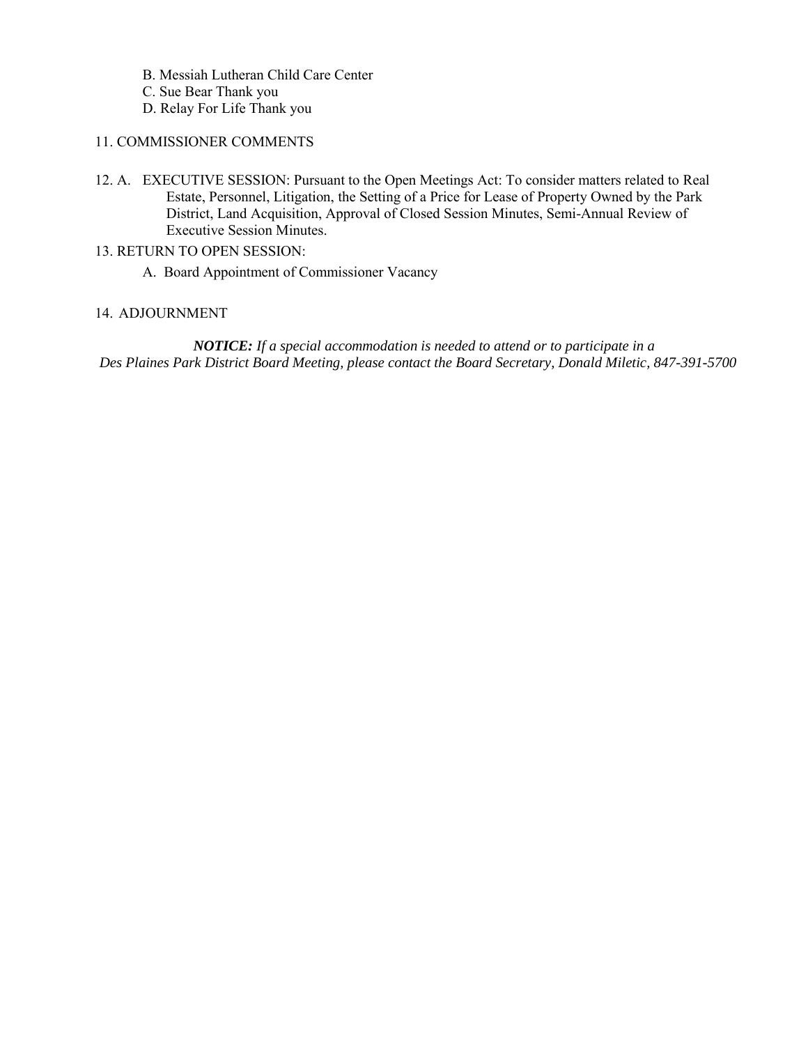B. Messiah Lutheran Child Care Center
C. Sue Bear Thank you
D. Relay For Life Thank you

11. COMMISSIONER COMMENTS

12. A. EXECUTIVE SESSION: Pursuant to the Open Meetings Act: To consider matters related to Real Estate, Personnel, Litigation, the Setting of a Price for Lease of Property Owned by the Park District, Land Acquisition, Approval of Closed Session Minutes, Semi-Annual Review of Executive Session Minutes.

13. RETURN TO OPEN SESSION:

A. Board Appointment of Commissioner Vacancy

14. ADJOURNMENT

***NOTICE:*** *If a special accommodation is needed to attend or to participate in a Des Plaines Park District Board Meeting, please contact the Board Secretary, Donald Miletic, 847-391-5700*